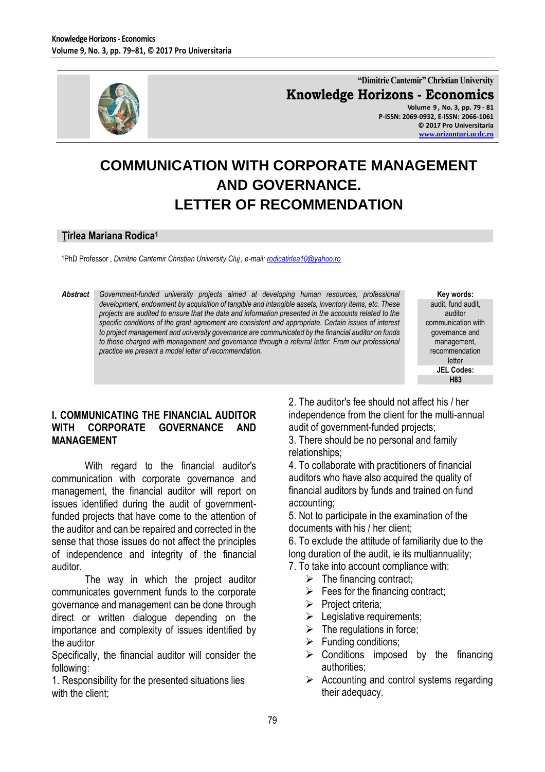"Dimitrie Cantemir" Christian University

**Knowledge Horizons - Economics**

Volume 9, No. 3, pp. 79 - 81
P-ISSN: 2069-0932, E-ISSN: 2066-1061
© 2017 Pro Universitaria
www.orizonturi.ucdc.ro

# COMMUNICATION WITH CORPORATE MANAGEMENT AND GOVERNANCE. LETTER OF RECOMMENDATION

**Ţîrlea Mariana Rodica**[1]

[1]PhD Professor , *Dimitrie Cantemir Christian University Cluj , e-mail: rodicatirlea10@yahoo.ro*

***Abstract*** *Government-funded university projects aimed at developing human resources, professional development, endowment by acquisition of tangible and intangible assets, inventory items, etc. These projects are audited to ensure that the data and information presented in the accounts related to the specific conditions of the grant agreement are consistent and appropriate. Certain issues of interest to project management and university governance are communicated by the financial auditor on funds to those charged with management and governance through a referral letter. From our professional practice we present a model letter of recommendation.*

**Key words:** audit, fund audit, auditor communication with governance and management, recommendation letter

**JEL Codes:** H83

## I. COMMUNICATING THE FINANCIAL AUDITOR WITH CORPORATE GOVERNANCE AND MANAGEMENT

With regard to the financial auditor's communication with corporate governance and management, the financial auditor will report on issues identified during the audit of government-funded projects that have come to the attention of the auditor and can be repaired and corrected in the sense that those issues do not affect the principles of independence and integrity of the financial auditor.

The way in which the project auditor communicates government funds to the corporate governance and management can be done through direct or written dialogue depending on the importance and complexity of issues identified by the auditor

Specifically, the financial auditor will consider the following:

1. Responsibility for the presented situations lies with the client;
2. The auditor's fee should not affect his / her independence from the client for the multi-annual audit of government-funded projects;
3. There should be no personal and family relationships;
4. To collaborate with practitioners of financial auditors who have also acquired the quality of financial auditors by funds and trained on fund accounting;
5. Not to participate in the examination of the documents with his / her client;
6. To exclude the attitude of familiarity due to the long duration of the audit, ie its multiannuality;
7. To take into account compliance with:
   - The financing contract;
   - Fees for the financing contract;
   - Project criteria;
   - Legislative requirements;
   - The regulations in force;
   - Funding conditions;
   - Conditions imposed by the financing authorities;
   - Accounting and control systems regarding their adequacy.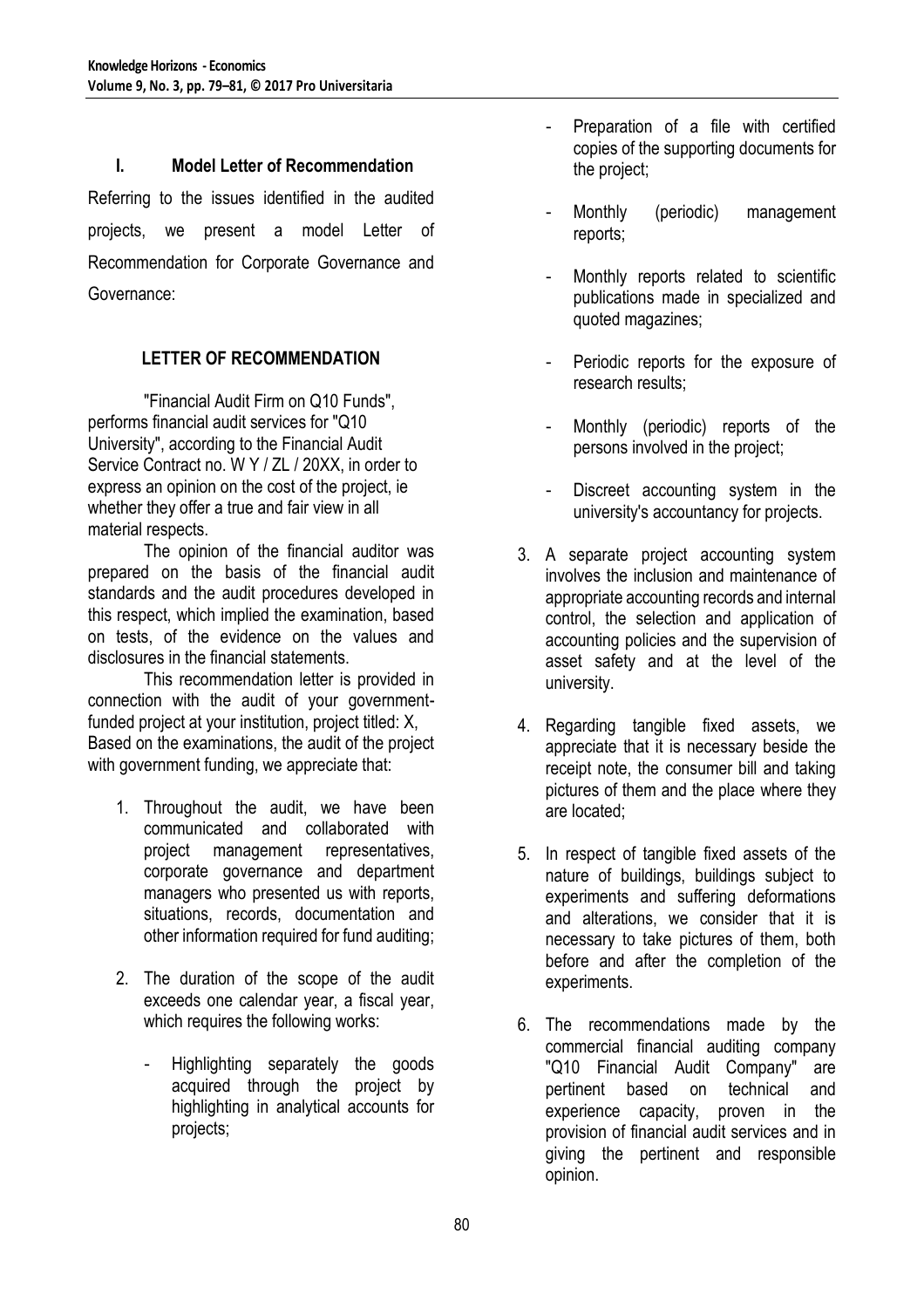## I. Model Letter of Recommendation

Referring to the issues identified in the audited projects, we present a model Letter of Recommendation for Corporate Governance and Governance:

### LETTER OF RECOMMENDATION

"Financial Audit Firm on Q10 Funds", performs financial audit services for "Q10 University", according to the Financial Audit Service Contract no. W Y / ZL / 20XX, in order to express an opinion on the cost of the project, ie whether they offer a true and fair view in all material respects.

The opinion of the financial auditor was prepared on the basis of the financial audit standards and the audit procedures developed in this respect, which implied the examination, based on tests, of the evidence on the values and disclosures in the financial statements.

This recommendation letter is provided in connection with the audit of your government-funded project at your institution, project titled: X, Based on the examinations, the audit of the project with government funding, we appreciate that:

1. Throughout the audit, we have been communicated and collaborated with project management representatives, corporate governance and department managers who presented us with reports, situations, records, documentation and other information required for fund auditing;
2. The duration of the scope of the audit exceeds one calendar year, a fiscal year, which requires the following works:
   - Highlighting separately the goods acquired through the project by highlighting in analytical accounts for projects;
   - Preparation of a file with certified copies of the supporting documents for the project;
   - Monthly (periodic) management reports;
   - Monthly reports related to scientific publications made in specialized and quoted magazines;
   - Periodic reports for the exposure of research results;
   - Monthly (periodic) reports of the persons involved in the project;
   - Discreet accounting system in the university's accountancy for projects.
3. A separate project accounting system involves the inclusion and maintenance of appropriate accounting records and internal control, the selection and application of accounting policies and the supervision of asset safety and at the level of the university.
4. Regarding tangible fixed assets, we appreciate that it is necessary beside the receipt note, the consumer bill and taking pictures of them and the place where they are located;
5. In respect of tangible fixed assets of the nature of buildings, buildings subject to experiments and suffering deformations and alterations, we consider that it is necessary to take pictures of them, both before and after the completion of the experiments.
6. The recommendations made by the commercial financial auditing company "Q10 Financial Audit Company" are pertinent based on technical and experience capacity, proven in the provision of financial audit services and in giving the pertinent and responsible opinion.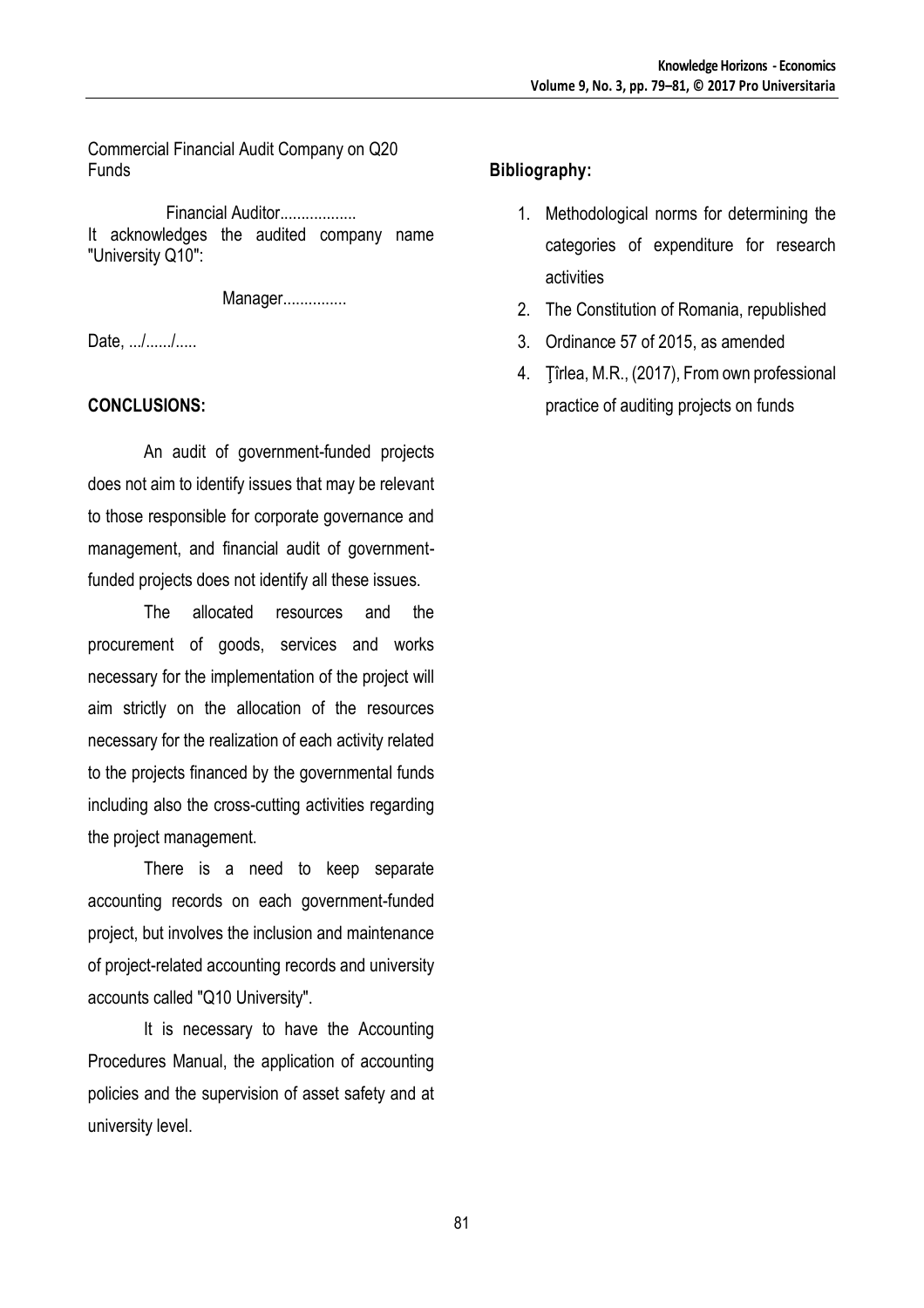Commercial Financial Audit Company on Q20 Funds

Financial Auditor..................
It acknowledges the audited company name "University Q10":

Manager...............

Date, .../....../.....

**CONCLUSIONS:**

An audit of government-funded projects does not aim to identify issues that may be relevant to those responsible for corporate governance and management, and financial audit of government-funded projects does not identify all these issues.

The allocated resources and the procurement of goods, services and works necessary for the implementation of the project will aim strictly on the allocation of the resources necessary for the realization of each activity related to the projects financed by the governmental funds including also the cross-cutting activities regarding the project management.

There is a need to keep separate accounting records on each government-funded project, but involves the inclusion and maintenance of project-related accounting records and university accounts called "Q10 University".

It is necessary to have the Accounting Procedures Manual, the application of accounting policies and the supervision of asset safety and at university level.

**Bibliography:**

1. Methodological norms for determining the categories of expenditure for research activities
2. The Constitution of Romania, republished
3. Ordinance 57 of 2015, as amended
4. Ţîrlea, M.R., (2017), From own professional practice of auditing projects on funds